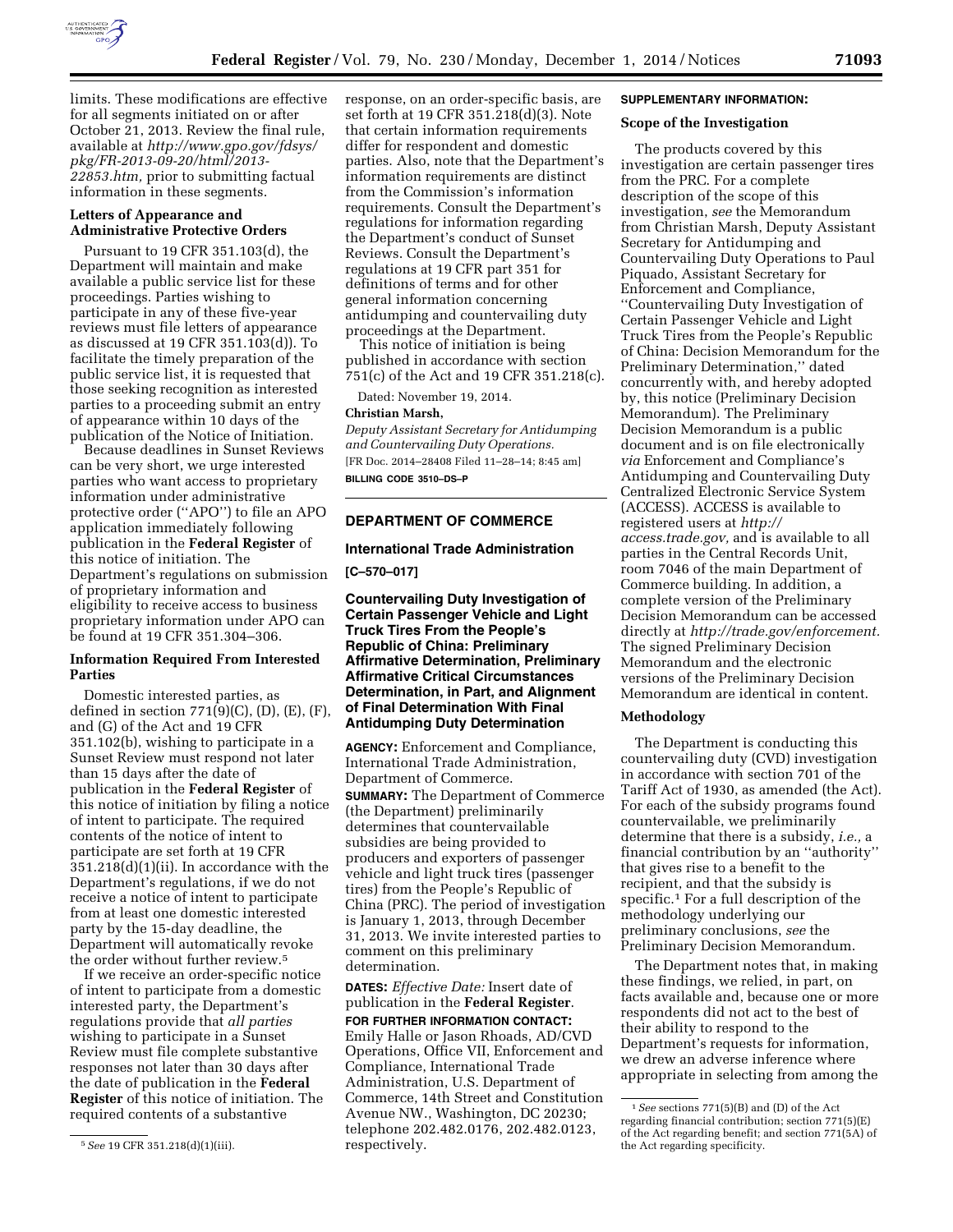limits. These modifications are effective for all segments initiated on or after October 21, 2013. Review the final rule, available at *http://www.gpo.gov/fdsys/pkg/FR-2013-09-20/html/2013-22853.htm,* prior to submitting factual information in these segments.

### Letters of Appearance and Administrative Protective Orders

Pursuant to 19 CFR 351.103(d), the Department will maintain and make available a public service list for these proceedings. Parties wishing to participate in any of these five-year reviews must file letters of appearance as discussed at 19 CFR 351.103(d)). To facilitate the timely preparation of the public service list, it is requested that those seeking recognition as interested parties to a proceeding submit an entry of appearance within 10 days of the publication of the Notice of Initiation.

Because deadlines in Sunset Reviews can be very short, we urge interested parties who want access to proprietary information under administrative protective order (''APO'') to file an APO application immediately following publication in the **Federal Register** of this notice of initiation. The Department's regulations on submission of proprietary information and eligibility to receive access to business proprietary information under APO can be found at 19 CFR 351.304–306.

### Information Required From Interested Parties

Domestic interested parties, as defined in section 771(9)(C), (D), (E), (F), and (G) of the Act and 19 CFR 351.102(b), wishing to participate in a Sunset Review must respond not later than 15 days after the date of publication in the **Federal Register** of this notice of initiation by filing a notice of intent to participate. The required contents of the notice of intent to participate are set forth at 19 CFR 351.218(d)(1)(ii). In accordance with the Department's regulations, if we do not receive a notice of intent to participate from at least one domestic interested party by the 15-day deadline, the Department will automatically revoke the order without further review.[5]

If we receive an order-specific notice of intent to participate from a domestic interested party, the Department's regulations provide that *all parties* wishing to participate in a Sunset Review must file complete substantive responses not later than 30 days after the date of publication in the **Federal Register** of this notice of initiation. The required contents of a substantive response, on an order-specific basis, are set forth at 19 CFR 351.218(d)(3). Note that certain information requirements differ for respondent and domestic parties. Also, note that the Department's information requirements are distinct from the Commission's information requirements. Consult the Department's regulations for information regarding the Department's conduct of Sunset Reviews. Consult the Department's regulations at 19 CFR part 351 for definitions of terms and for other general information concerning antidumping and countervailing duty proceedings at the Department.

This notice of initiation is being published in accordance with section 751(c) of the Act and 19 CFR 351.218(c).

Dated: November 19, 2014.

**Christian Marsh,**

*Deputy Assistant Secretary for Antidumping and Countervailing Duty Operations.*

[FR Doc. 2014–28408 Filed 11–28–14; 8:45 am]

**BILLING CODE 3510–DS–P**

[5] *See* 19 CFR 351.218(d)(1)(iii).

---

## DEPARTMENT OF COMMERCE

### International Trade Administration

**[C–570–017]**

### Countervailing Duty Investigation of Certain Passenger Vehicle and Light Truck Tires From the People's Republic of China: Preliminary Affirmative Determination, Preliminary Affirmative Critical Circumstances Determination, in Part, and Alignment of Final Determination With Final Antidumping Duty Determination

**AGENCY:** Enforcement and Compliance, International Trade Administration, Department of Commerce.

**SUMMARY:** The Department of Commerce (the Department) preliminarily determines that countervailable subsidies are being provided to producers and exporters of passenger vehicle and light truck tires (passenger tires) from the People's Republic of China (PRC). The period of investigation is January 1, 2013, through December 31, 2013. We invite interested parties to comment on this preliminary determination.

**DATES:** *Effective Date:* Insert date of publication in the **Federal Register**.

**FOR FURTHER INFORMATION CONTACT:** Emily Halle or Jason Rhoads, AD/CVD Operations, Office VII, Enforcement and Compliance, International Trade Administration, U.S. Department of Commerce, 14th Street and Constitution Avenue NW., Washington, DC 20230; telephone 202.482.0176, 202.482.0123, respectively.

**SUPPLEMENTARY INFORMATION:**

#### Scope of the Investigation

The products covered by this investigation are certain passenger tires from the PRC. For a complete description of the scope of this investigation, *see* the Memorandum from Christian Marsh, Deputy Assistant Secretary for Antidumping and Countervailing Duty Operations to Paul Piquado, Assistant Secretary for Enforcement and Compliance, ''Countervailing Duty Investigation of Certain Passenger Vehicle and Light Truck Tires from the People's Republic of China: Decision Memorandum for the Preliminary Determination,'' dated concurrently with, and hereby adopted by, this notice (Preliminary Decision Memorandum). The Preliminary Decision Memorandum is a public document and is on file electronically *via* Enforcement and Compliance's Antidumping and Countervailing Duty Centralized Electronic Service System (ACCESS). ACCESS is available to registered users at *http://access.trade.gov,* and is available to all parties in the Central Records Unit, room 7046 of the main Department of Commerce building. In addition, a complete version of the Preliminary Decision Memorandum can be accessed directly at *http://trade.gov/enforcement.* The signed Preliminary Decision Memorandum and the electronic versions of the Preliminary Decision Memorandum are identical in content.

#### Methodology

The Department is conducting this countervailing duty (CVD) investigation in accordance with section 701 of the Tariff Act of 1930, as amended (the Act). For each of the subsidy programs found countervailable, we preliminarily determine that there is a subsidy, *i.e.,* a financial contribution by an ''authority'' that gives rise to a benefit to the recipient, and that the subsidy is specific.[1] For a full description of the methodology underlying our preliminary conclusions, *see* the Preliminary Decision Memorandum.

The Department notes that, in making these findings, we relied, in part, on facts available and, because one or more respondents did not act to the best of their ability to respond to the Department's requests for information, we drew an adverse inference where appropriate in selecting from among the

[1] *See* sections 771(5)(B) and (D) of the Act regarding financial contribution; section 771(5)(E) of the Act regarding benefit; and section 771(5A) of the Act regarding specificity.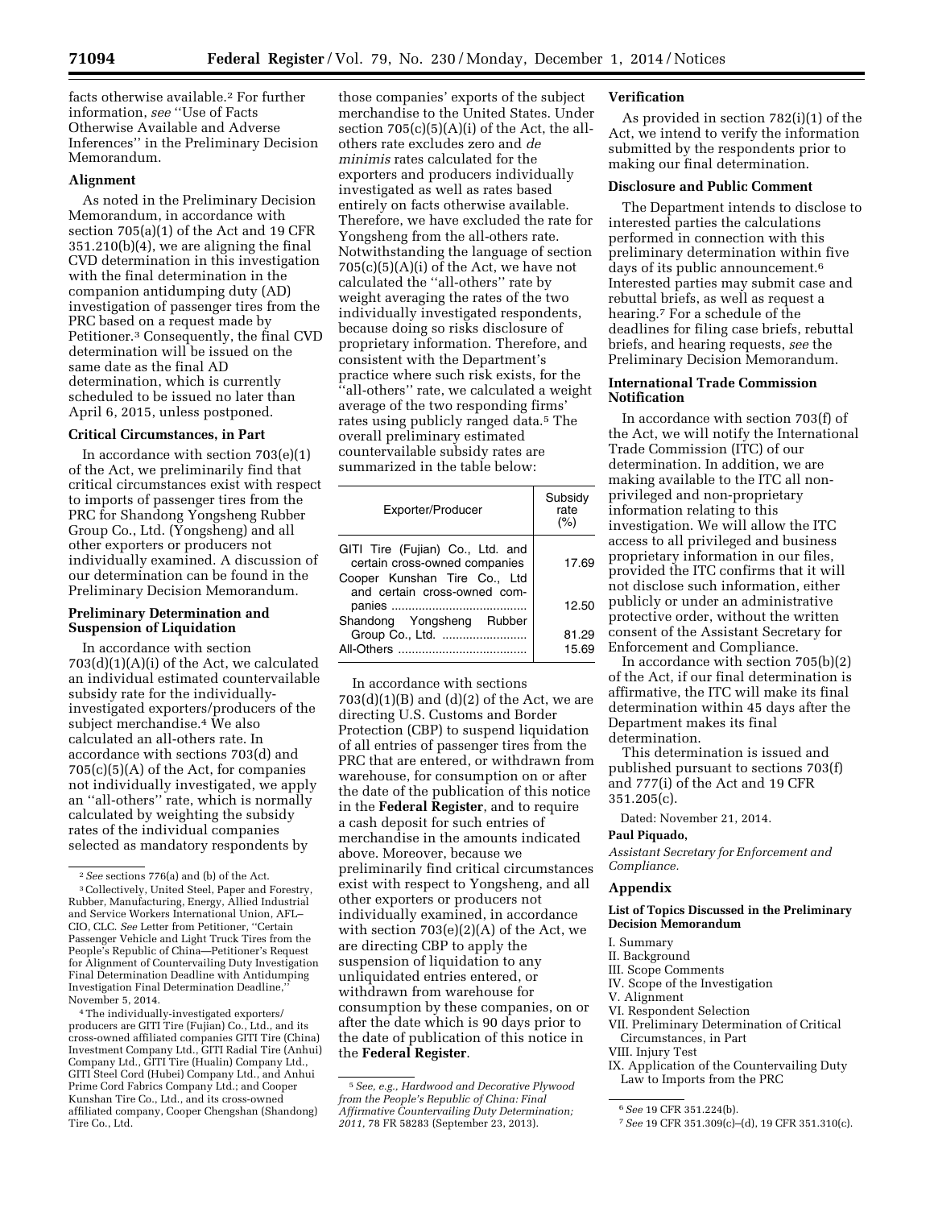facts otherwise available.[2] For further information, *see* ''Use of Facts Otherwise Available and Adverse Inferences'' in the Preliminary Decision Memorandum.

### Alignment

As noted in the Preliminary Decision Memorandum, in accordance with section 705(a)(1) of the Act and 19 CFR 351.210(b)(4), we are aligning the final CVD determination in this investigation with the final determination in the companion antidumping duty (AD) investigation of passenger tires from the PRC based on a request made by Petitioner.[3] Consequently, the final CVD determination will be issued on the same date as the final AD determination, which is currently scheduled to be issued no later than April 6, 2015, unless postponed.

### Critical Circumstances, in Part

In accordance with section 703(e)(1) of the Act, we preliminarily find that critical circumstances exist with respect to imports of passenger tires from the PRC for Shandong Yongsheng Rubber Group Co., Ltd. (Yongsheng) and all other exporters or producers not individually examined. A discussion of our determination can be found in the Preliminary Decision Memorandum.

### Preliminary Determination and Suspension of Liquidation

In accordance with section 703(d)(1)(A)(i) of the Act, we calculated an individual estimated countervailable subsidy rate for the individually-investigated exporters/producers of the subject merchandise.[4] We also calculated an all-others rate. In accordance with sections 703(d) and 705(c)(5)(A) of the Act, for companies not individually investigated, we apply an ''all-others'' rate, which is normally calculated by weighting the subsidy rates of the individual companies selected as mandatory respondents by those companies' exports of the subject merchandise to the United States. Under section 705(c)(5)(A)(i) of the Act, the all-others rate excludes zero and *de minimis* rates calculated for the exporters and producers individually investigated as well as rates based entirely on facts otherwise available. Therefore, we have excluded the rate for Yongsheng from the all-others rate. Notwithstanding the language of section 705(c)(5)(A)(i) of the Act, we have not calculated the ''all-others'' rate by weight averaging the rates of the two individually investigated respondents, because doing so risks disclosure of proprietary information. Therefore, and consistent with the Department's practice where such risk exists, for the ''all-others'' rate, we calculated a weight average of the two responding firms' rates using publicly ranged data.[5] The overall preliminary estimated countervailable subsidy rates are summarized in the table below:

| Exporter/Producer | Subsidy rate (%) |
|---|---|
| GITI Tire (Fujian) Co., Ltd. and certain cross-owned companies | 17.69 |
| Cooper Kunshan Tire Co., Ltd and certain cross-owned companies | 12.50 |
| Shandong Yongsheng Rubber Group Co., Ltd. | 81.29 |
| All-Others | 15.69 |

In accordance with sections 703(d)(1)(B) and (d)(2) of the Act, we are directing U.S. Customs and Border Protection (CBP) to suspend liquidation of all entries of passenger tires from the PRC that are entered, or withdrawn from warehouse, for consumption on or after the date of the publication of this notice in the **Federal Register**, and to require a cash deposit for such entries of merchandise in the amounts indicated above. Moreover, because we preliminarily find critical circumstances exist with respect to Yongsheng, and all other exporters or producers not individually examined, in accordance with section 703(e)(2)(A) of the Act, we are directing CBP to apply the suspension of liquidation to any unliquidated entries entered, or withdrawn from warehouse for consumption by these companies, on or after the date which is 90 days prior to the date of publication of this notice in the **Federal Register**.

### Verification

As provided in section 782(i)(1) of the Act, we intend to verify the information submitted by the respondents prior to making our final determination.

### Disclosure and Public Comment

The Department intends to disclose to interested parties the calculations performed in connection with this preliminary determination within five days of its public announcement.[6] Interested parties may submit case and rebuttal briefs, as well as request a hearing.[7] For a schedule of the deadlines for filing case briefs, rebuttal briefs, and hearing requests, *see* the Preliminary Decision Memorandum.

### International Trade Commission Notification

In accordance with section 703(f) of the Act, we will notify the International Trade Commission (ITC) of our determination. In addition, we are making available to the ITC all non-privileged and non-proprietary information relating to this investigation. We will allow the ITC access to all privileged and business proprietary information in our files, provided the ITC confirms that it will not disclose such information, either publicly or under an administrative protective order, without the written consent of the Assistant Secretary for Enforcement and Compliance.

In accordance with section 705(b)(2) of the Act, if our final determination is affirmative, the ITC will make its final determination within 45 days after the Department makes its final determination.

This determination is issued and published pursuant to sections 703(f) and 777(i) of the Act and 19 CFR 351.205(c).

Dated: November 21, 2014.

**Paul Piquado,**

*Assistant Secretary for Enforcement and Compliance.*

### Appendix

#### List of Topics Discussed in the Preliminary Decision Memorandum

I. Summary
II. Background
III. Scope Comments
IV. Scope of the Investigation
V. Alignment
VI. Respondent Selection
VII. Preliminary Determination of Critical Circumstances, in Part
VIII. Injury Test
IX. Application of the Countervailing Duty Law to Imports from the PRC

---

[2] *See* sections 776(a) and (b) of the Act.

[3] Collectively, United Steel, Paper and Forestry, Rubber, Manufacturing, Energy, Allied Industrial and Service Workers International Union, AFL–CIO, CLC. *See* Letter from Petitioner, ''Certain Passenger Vehicle and Light Truck Tires from the People's Republic of China—Petitioner's Request for Alignment of Countervailing Duty Investigation Final Determination Deadline with Antidumping Investigation Final Determination Deadline,'' November 5, 2014.

[4] The individually-investigated exporters/producers are GITI Tire (Fujian) Co., Ltd., and its cross-owned affiliated companies GITI Tire (China) Investment Company Ltd., GITI Radial Tire (Anhui) Company Ltd., GITI Tire (Hualin) Company Ltd., GITI Steel Cord (Hubei) Company Ltd., and Anhui Prime Cord Fabrics Company Ltd.; and Cooper Kunshan Tire Co., Ltd., and its cross-owned affiliated company, Cooper Chengshan (Shandong) Tire Co., Ltd.

[5] *See, e.g., Hardwood and Decorative Plywood from the People's Republic of China: Final Affirmative Countervailing Duty Determination; 2011,* 78 FR 58283 (September 23, 2013).

[6] *See* 19 CFR 351.224(b).

[7] *See* 19 CFR 351.309(c)–(d), 19 CFR 351.310(c).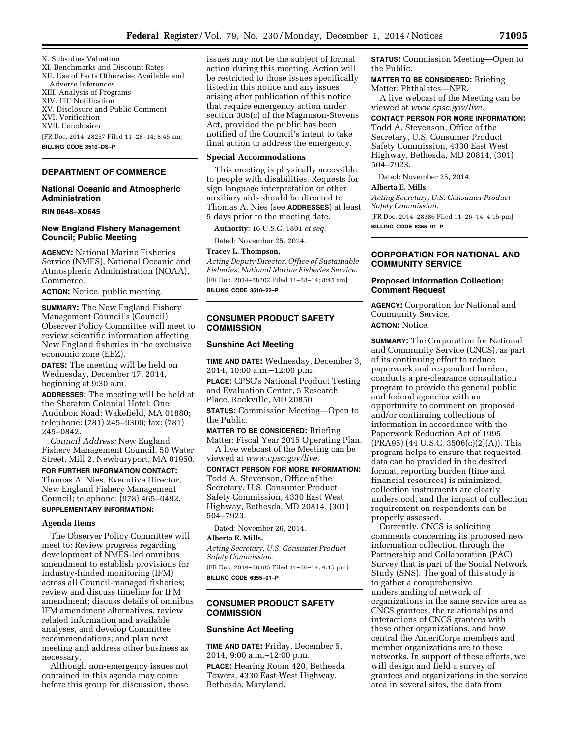X. Subsidies Valuation
XI. Benchmarks and Discount Rates
XII. Use of Facts Otherwise Available and Adverse Inferences
XIII. Analysis of Programs
XIV. ITC Notification
XV. Disclosure and Public Comment
XVI. Verification
XVII. Conclusion

[FR Doc. 2014–28257 Filed 11–28–14; 8:45 am]

**BILLING CODE 3510–DS–P**

## DEPARTMENT OF COMMERCE

### National Oceanic and Atmospheric Administration

**RIN 0648–XD645**

### New England Fishery Management Council; Public Meeting

**AGENCY:** National Marine Fisheries Service (NMFS), National Oceanic and Atmospheric Administration (NOAA), Commerce.

**ACTION:** Notice; public meeting.

**SUMMARY:** The New England Fishery Management Council's (Council) Observer Policy Committee will meet to review scientific information affecting New England fisheries in the exclusive economic zone (EEZ).

**DATES:** The meeting will be held on Wednesday, December 17, 2014, beginning at 9:30 a.m.

**ADDRESSES:** The meeting will be held at the Sheraton Colonial Hotel; One Audubon Road; Wakefield, MA 01880; telephone: (781) 245–9300; fax: (781) 245–0842.

*Council Address:* New England Fishery Management Council, 50 Water Street, Mill 2, Newburyport, MA 01950.

**FOR FURTHER INFORMATION CONTACT:** Thomas A. Nies, Executive Director, New England Fishery Management Council; telephone: (978) 465–0492.

**SUPPLEMENTARY INFORMATION:**

#### Agenda Items

The Observer Policy Committee will meet to: Review progress regarding development of NMFS-led omnibus amendment to establish provisions for industry-funded monitoring (IFM) across all Council-managed fisheries; review and discuss timeline for IFM amendment; discuss details of omnibus IFM amendment alternatives, review related information and available analyses, and develop Committee recommendations; and plan next meeting and address other business as necessary.

Although non-emergency issues not contained in this agenda may come before this group for discussion, those issues may not be the subject of formal action during this meeting. Action will be restricted to those issues specifically listed in this notice and any issues arising after publication of this notice that require emergency action under section 305(c) of the Magnuson-Stevens Act, provided the public has been notified of the Council's intent to take final action to address the emergency.

#### Special Accommodations

This meeting is physically accessible to people with disabilities. Requests for sign language interpretation or other auxiliary aids should be directed to Thomas A. Nies (see **ADDRESSES**) at least 5 days prior to the meeting date.

**Authority:** 16 U.S.C. 1801 *et seq.*

Dated: November 25, 2014.

**Tracey L. Thompson,**

*Acting Deputy Director, Office of Sustainable Fisheries, National Marine Fisheries Service.*

[FR Doc. 2014–28202 Filed 11–28–14; 8:45 am]

**BILLING CODE 3510–22–P**

## CONSUMER PRODUCT SAFETY COMMISSION

### Sunshine Act Meeting

**TIME AND DATE:** Wednesday, December 3, 2014, 10:00 a.m.–12:00 p.m.

**PLACE:** CPSC's National Product Testing and Evaluation Center, 5 Research Place, Rockville, MD 20850.

**STATUS:** Commission Meeting—Open to the Public.

**MATTER TO BE CONSIDERED:** Briefing Matter: Fiscal Year 2015 Operating Plan.

A live webcast of the Meeting can be viewed at *www.cpsc.gov/live*.

**CONTACT PERSON FOR MORE INFORMATION:** Todd A. Stevenson, Office of the Secretary, U.S. Consumer Product Safety Commission, 4330 East West Highway, Bethesda, MD 20814, (301) 504–7923.

Dated: November 26, 2014.

**Alberta E. Mills,**

*Acting Secretary, U.S. Consumer Product Safety Commission.*

[FR Doc. 2014–28385 Filed 11–26–14; 4:15 pm]

**BILLING CODE 6355–01–P**

## CONSUMER PRODUCT SAFETY COMMISSION

### Sunshine Act Meeting

**TIME AND DATE:** Friday, December 5, 2014, 9:00 a.m.–12:00 p.m.

**PLACE:** Hearing Room 420, Bethesda Towers, 4330 East West Highway, Bethesda, Maryland.

**STATUS:** Commission Meeting—Open to the Public.

**MATTER TO BE CONSIDERED:** Briefing Matter: Phthalates—NPR.

A live webcast of the Meeting can be viewed at *www.cpsc.gov/live.*

**CONTACT PERSON FOR MORE INFORMATION:** Todd A. Stevenson, Office of the Secretary, U.S. Consumer Product Safety Commission, 4330 East West Highway, Bethesda, MD 20814, (301) 504–7923.

Dated: November 25, 2014.

**Alberta E. Mills,**

*Acting Secretary, U.S. Consumer Product Safety Commission.*

[FR Doc. 2014–28386 Filed 11–26–14; 4:15 pm]

**BILLING CODE 6355–01–P**

## CORPORATION FOR NATIONAL AND COMMUNITY SERVICE

### Proposed Information Collection; Comment Request

**AGENCY:** Corporation for National and Community Service.

**ACTION:** Notice.

**SUMMARY:** The Corporation for National and Community Service (CNCS), as part of its continuing effort to reduce paperwork and respondent burden, conducts a pre-clearance consultation program to provide the general public and federal agencies with an opportunity to comment on proposed and/or continuing collections of information in accordance with the Paperwork Reduction Act of 1995 (PRA95) (44 U.S.C. 3506(c)(2)(A)). This program helps to ensure that requested data can be provided in the desired format, reporting burden (time and financial resources) is minimized, collection instruments are clearly understood, and the impact of collection requirement on respondents can be properly assessed.

Currently, CNCS is soliciting comments concerning its proposed new information collection through the Partnership and Collaboration (PAC) Survey that is part of the Social Network Study (SNS). The goal of this study is to gather a comprehensive understanding of network of organizations in the same service area as CNCS grantees, the relationships and interactions of CNCS grantees with these other organizations, and how central the AmeriCorps members and member organizations are to these networks. In support of these efforts, we will design and field a survey of grantees and organizations in the service area in several sites, the data from